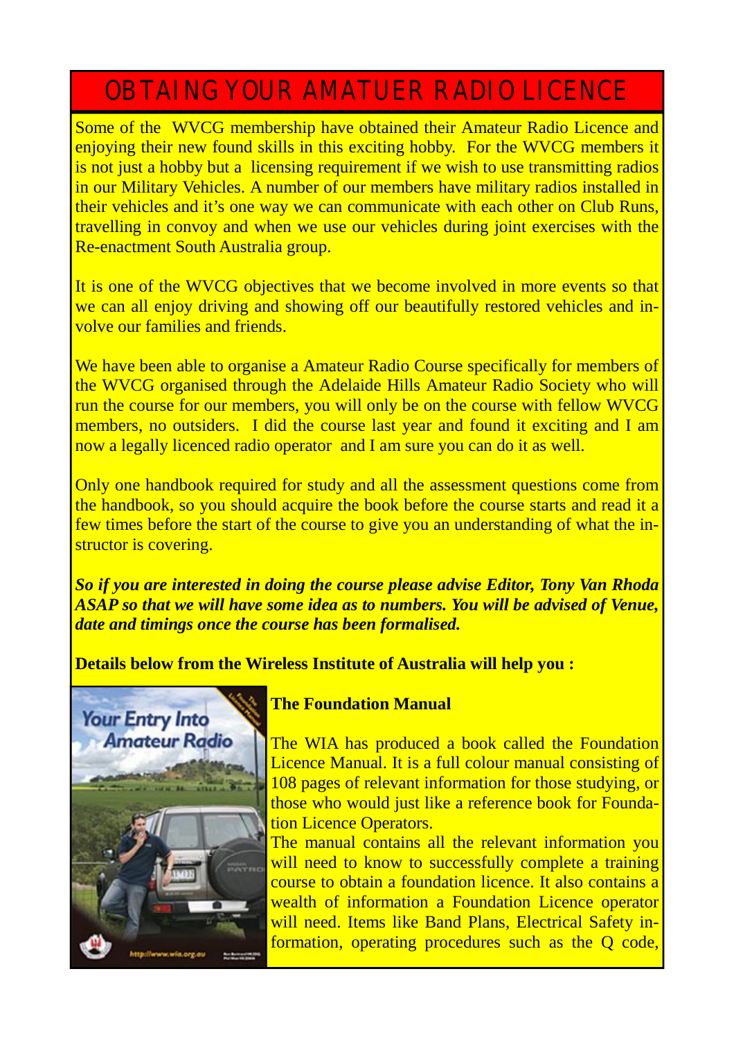# OBTAINING YOUR AMATUER RADIO LICENCE

Some of the WVCG membership have obtained their Amateur Radio Licence and enjoying their new found skills in this exciting hobby. For the WVCG members it is not just a hobby but a licensing requirement if we wish to use transmitting radios in our Military Vehicles. A number of our members have military radios installed in their vehicles and it's one way we can communicate with each other on Club Runs, travelling in convoy and when we use our vehicles during joint exercises with the Re-enactment South Australia group.

It is one of the WVCG objectives that we become involved in more events so that we can all enjoy driving and showing off our beautifully restored vehicles and involve our families and friends.

We have been able to organise a Amateur Radio Course specifically for members of the WVCG organised through the Adelaide Hills Amateur Radio Society who will run the course for our members, you will only be on the course with fellow WVCG members, no outsiders. I did the course last year and found it exciting and I am now a legally licenced radio operator and I am sure you can do it as well.

Only one handbook required for study and all the assessment questions come from the handbook, so you should acquire the book before the course starts and read it a few times before the start of the course to give you an understanding of what the instructor is covering.

***So if you are interested in doing the course please advise Editor, Tony Van Rhoda ASAP so that we will have some idea as to numbers. You will be advised of Venue, date and timings once the course has been formalised.***

**Details below from the Wireless Institute of Australia will help you :**

**The Foundation Manual**

The WIA has produced a book called the Foundation Licence Manual. It is a full colour manual consisting of 108 pages of relevant information for those studying, or those who would just like a reference book for Foundation Licence Operators.

The manual contains all the relevant information you will need to know to successfully complete a training course to obtain a foundation licence. It also contains a wealth of information a Foundation Licence operator will need. Items like Band Plans, Electrical Safety information, operating procedures such as the Q code,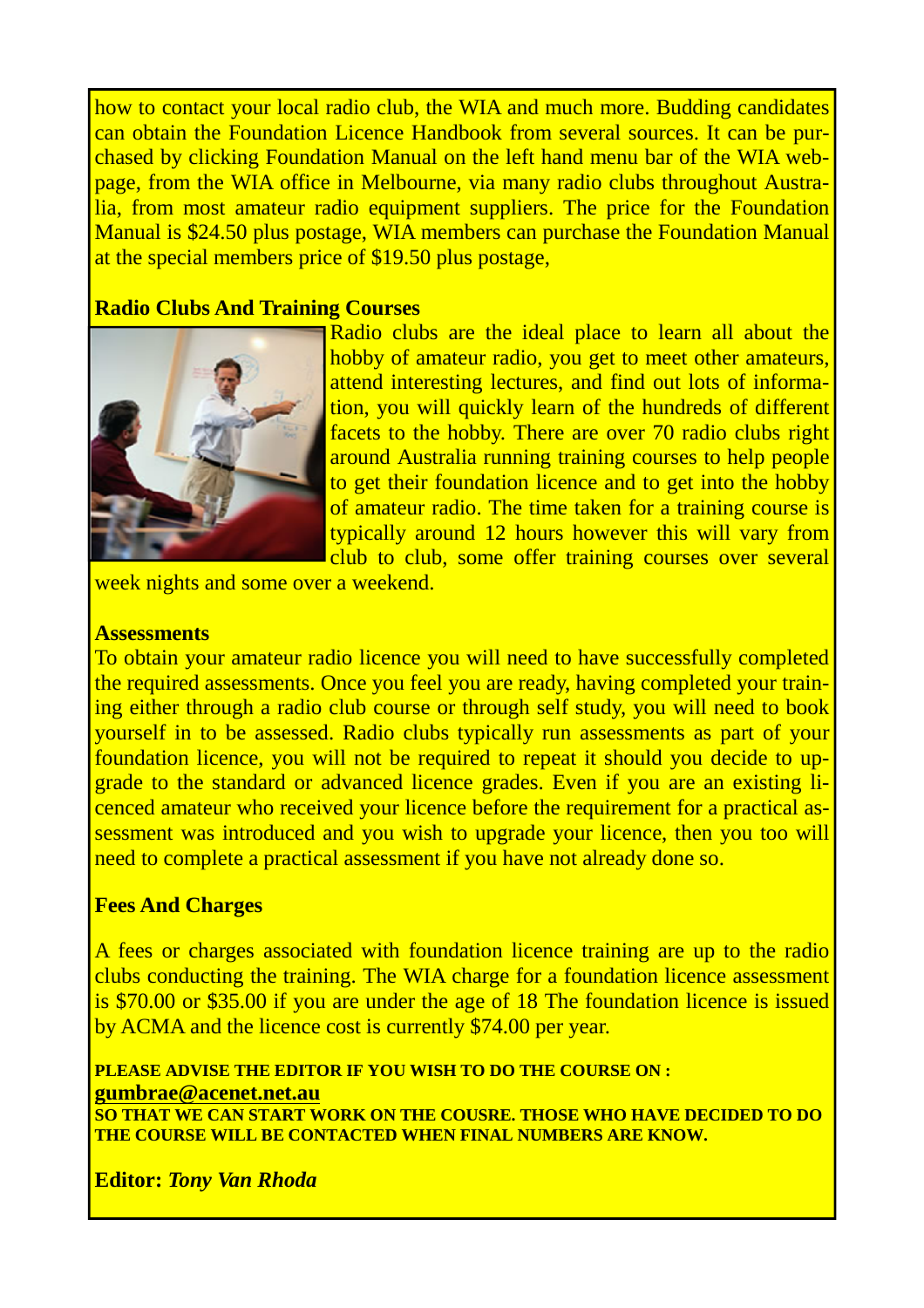how to contact your local radio club, the WIA and much more. Budding candidates can obtain the Foundation Licence Handbook from several sources. It can be purchased by clicking Foundation Manual on the left hand menu bar of the WIA webpage, from the WIA office in Melbourne, via many radio clubs throughout Australia, from most amateur radio equipment suppliers. The price for the Foundation Manual is $24.50 plus postage, WIA members can purchase the Foundation Manual at the special members price of $19.50 plus postage,

**Radio Clubs And Training Courses**

Radio clubs are the ideal place to learn all about the hobby of amateur radio, you get to meet other amateurs, attend interesting lectures, and find out lots of information, you will quickly learn of the hundreds of different facets to the hobby. There are over 70 radio clubs right around Australia running training courses to help people to get their foundation licence and to get into the hobby of amateur radio. The time taken for a training course is typically around 12 hours however this will vary from club to club, some offer training courses over several week nights and some over a weekend.

**Assessments**

To obtain your amateur radio licence you will need to have successfully completed the required assessments. Once you feel you are ready, having completed your training either through a radio club course or through self study, you will need to book yourself in to be assessed. Radio clubs typically run assessments as part of your foundation licence, you will not be required to repeat it should you decide to upgrade to the standard or advanced licence grades. Even if you are an existing licenced amateur who received your licence before the requirement for a practical assessment was introduced and you wish to upgrade your licence, then you too will need to complete a practical assessment if you have not already done so.

**Fees And Charges**

A fees or charges associated with foundation licence training are up to the radio clubs conducting the training. The WIA charge for a foundation licence assessment is $70.00 or $35.00 if you are under the age of 18 The foundation licence is issued by ACMA and the licence cost is currently $74.00 per year.

**PLEASE ADVISE THE EDITOR IF YOU WISH TO DO THE COURSE ON :**
**gumbrae@acenet.net.au**
**SO THAT WE CAN START WORK ON THE COUSRE. THOSE WHO HAVE DECIDED TO DO THE COURSE WILL BE CONTACTED WHEN FINAL NUMBERS ARE KNOW.**

**Editor:** ***Tony Van Rhoda***